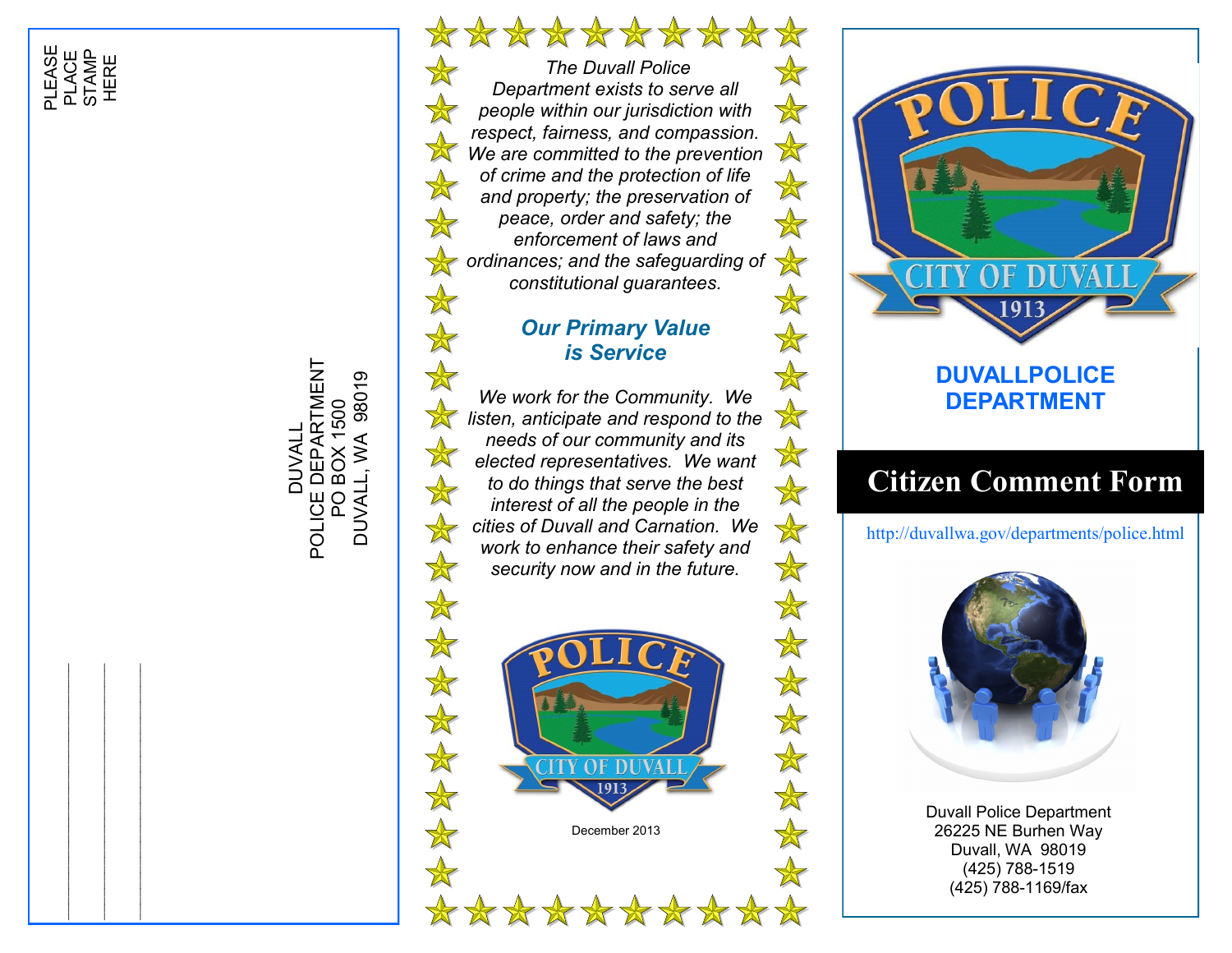PLEASE PLACE STAMP HERE

DUVALL
POLICE DEPARTMENT
PO BOX 1500
DUVALL, WA 98019

*The Duvall Police Department exists to serve all people within our jurisdiction with respect, fairness, and compassion. We are committed to the prevention of crime and the protection of life and property; the preservation of peace, order and safety; the enforcement of laws and ordinances; and the safeguarding of constitutional guarantees.*

## *Our Primary Value is Service*

*We work for the Community. We listen, anticipate and respond to the needs of our community and its elected representatives. We want to do things that serve the best interest of all the people in the cities of Duvall and Carnation. We work to enhance their safety and security now and in the future.*

December 2013

## DUVALLPOLICE DEPARTMENT

# Citizen Comment Form

http://duvallwa.gov/departments/police.html

Duvall Police Department
26225 NE Burhen Way
Duvall, WA 98019
(425) 788-1519
(425) 788-1169/fax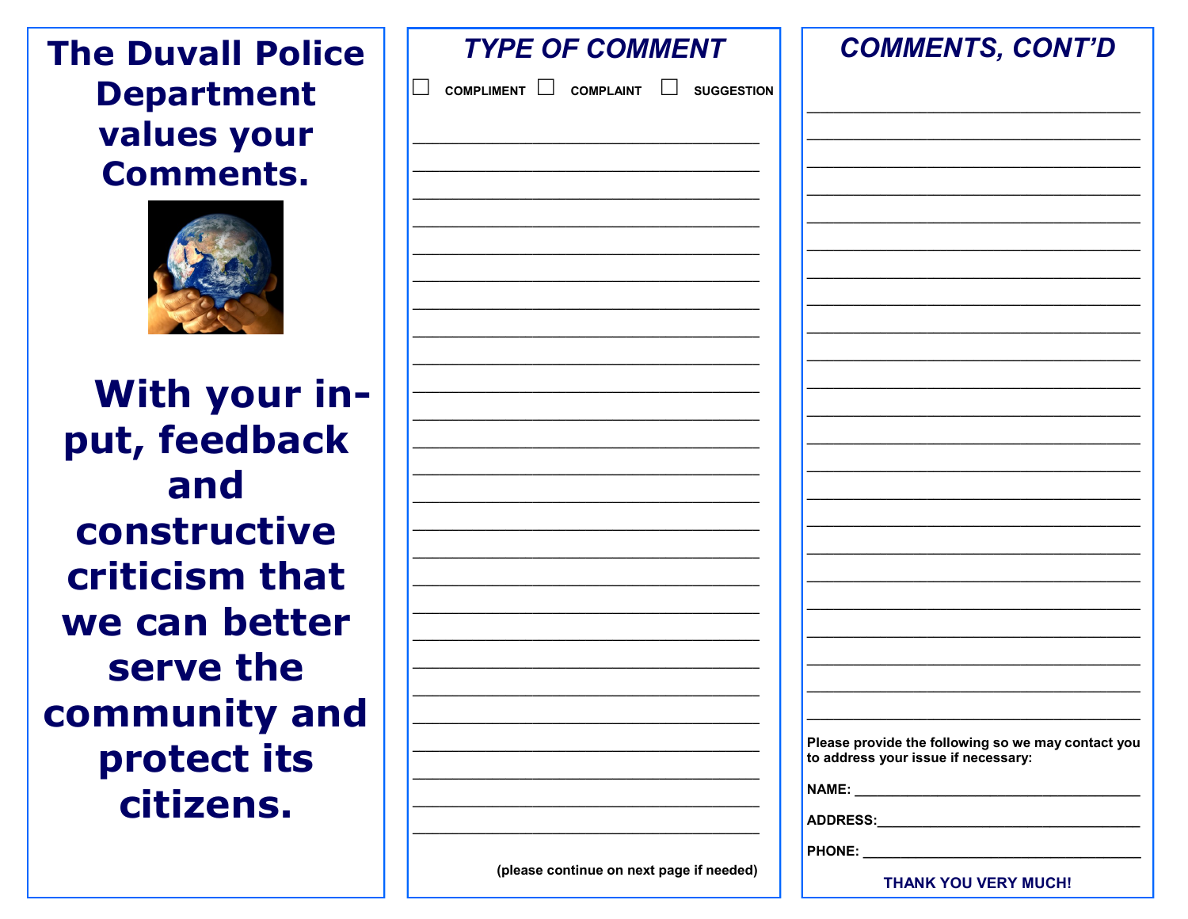# The Duvall Police Department values your Comments.

**With your input, feedback and constructive criticism that we can better serve the community and protect its citizens.**

## *TYPE OF COMMENT*

☐ COMPLIMENT ☐ COMPLAINT ☐ SUGGESTION

______________________________________________

______________________________________________

______________________________________________

______________________________________________

______________________________________________

______________________________________________

______________________________________________

______________________________________________

______________________________________________

______________________________________________

______________________________________________

______________________________________________

______________________________________________

______________________________________________

______________________________________________

______________________________________________

______________________________________________

______________________________________________

______________________________________________

______________________________________________

______________________________________________

______________________________________________

______________________________________________

______________________________________________

______________________________________________

**(please continue on next page if needed)**

## *COMMENTS, CONT'D*

______________________________________________

______________________________________________

______________________________________________

______________________________________________

______________________________________________

______________________________________________

______________________________________________

______________________________________________

______________________________________________

______________________________________________

______________________________________________

______________________________________________

______________________________________________

______________________________________________

______________________________________________

______________________________________________

______________________________________________

______________________________________________

______________________________________________

______________________________________________

______________________________________________

______________________________________________

______________________________________________

**Please provide the following so we may contact you to address your issue if necessary:**

**NAME:** ______________________________________

**ADDRESS:**____________________________________

**PHONE:** _____________________________________

**THANK YOU VERY MUCH!**